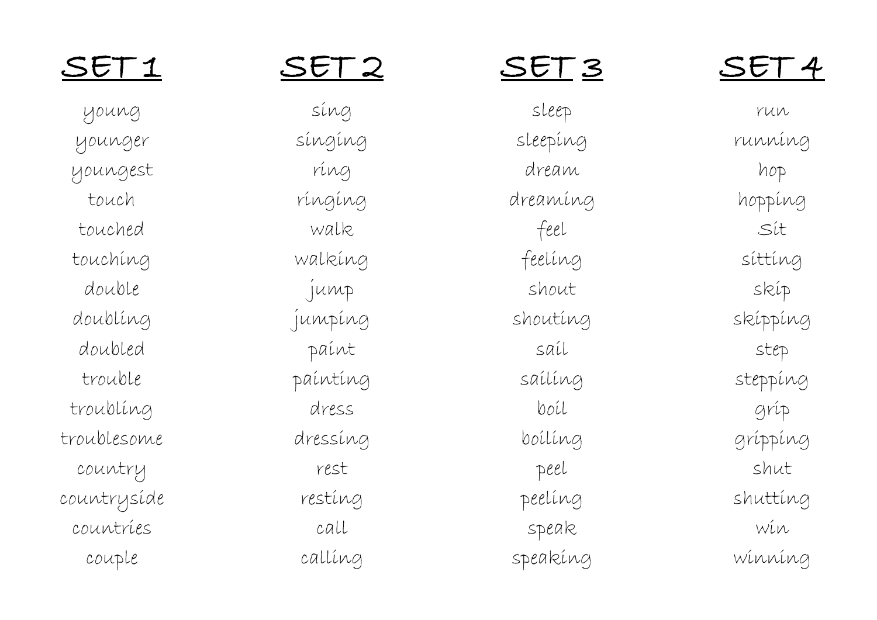## SET 1

young
younger
youngest
touch
touched
touching
double
doubling
doubled
trouble
troubling
troublesome
country
countryside
countries
couple

## SET 2

sing
singing
ring
ringing
walk
walking
jump
jumping
paint
painting
dress
dressing
rest
resting
call
calling

## SET 3

sleep
sleeping
dream
dreaming
feel
feeling
shout
shouting
sail
sailing
boil
boiling
peel
peeling
speak
speaking

## SET 4

run
running
hop
hopping
Sit
sitting
skip
skipping
step
stepping
grip
gripping
shut
shutting
win
winning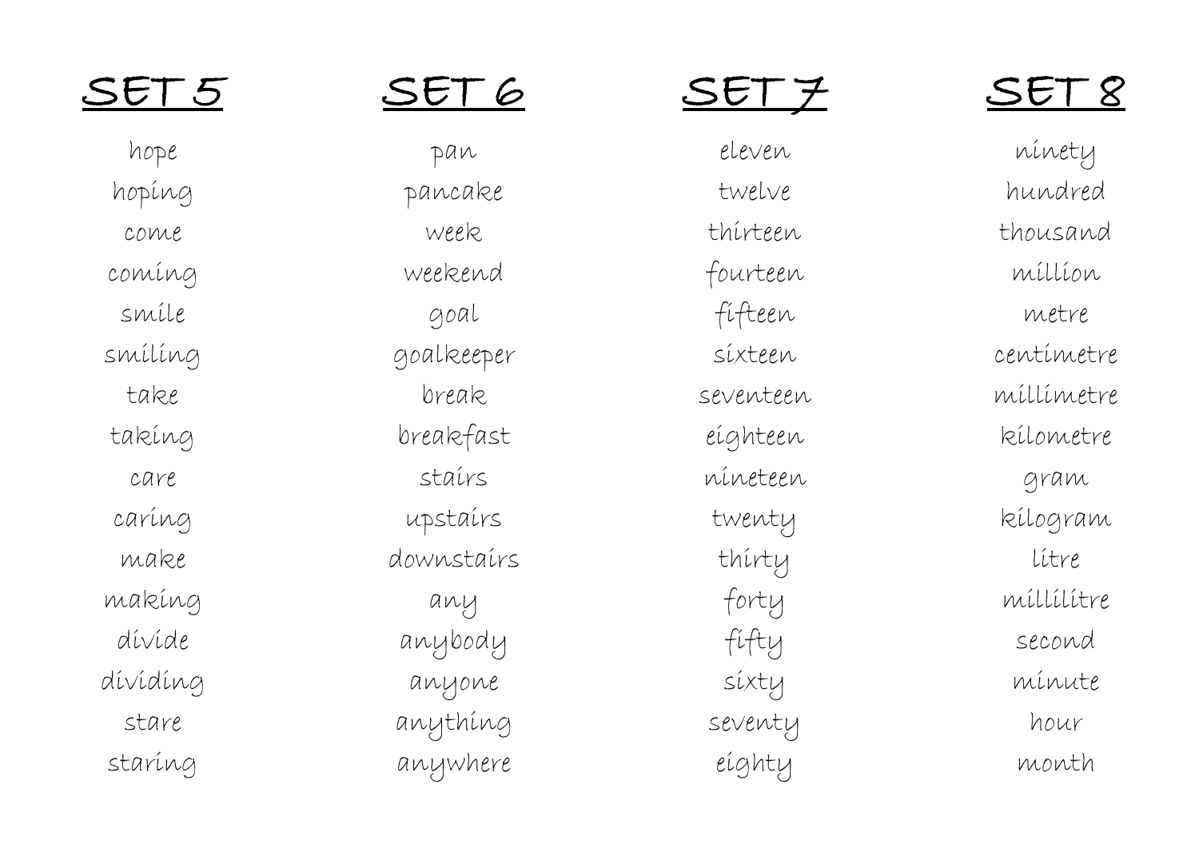## SET 5

hope
hoping
come
coming
smile
smiling
take
taking
care
caring
make
making
divide
dividing
stare
staring

## SET 6

pan
pancake
week
weekend
goal
goalkeeper
break
breakfast
stairs
upstairs
downstairs
any
anybody
anyone
anything
anywhere

## SET 7

eleven
twelve
thirteen
fourteen
fifteen
sixteen
seventeen
eighteen
nineteen
twenty
thirty
forty
fifty
sixty
seventy
eighty

## SET 8

ninety
hundred
thousand
million
metre
centimetre
millimetre
kilometre
gram
kilogram
litre
millilitre
second
minute
hour
month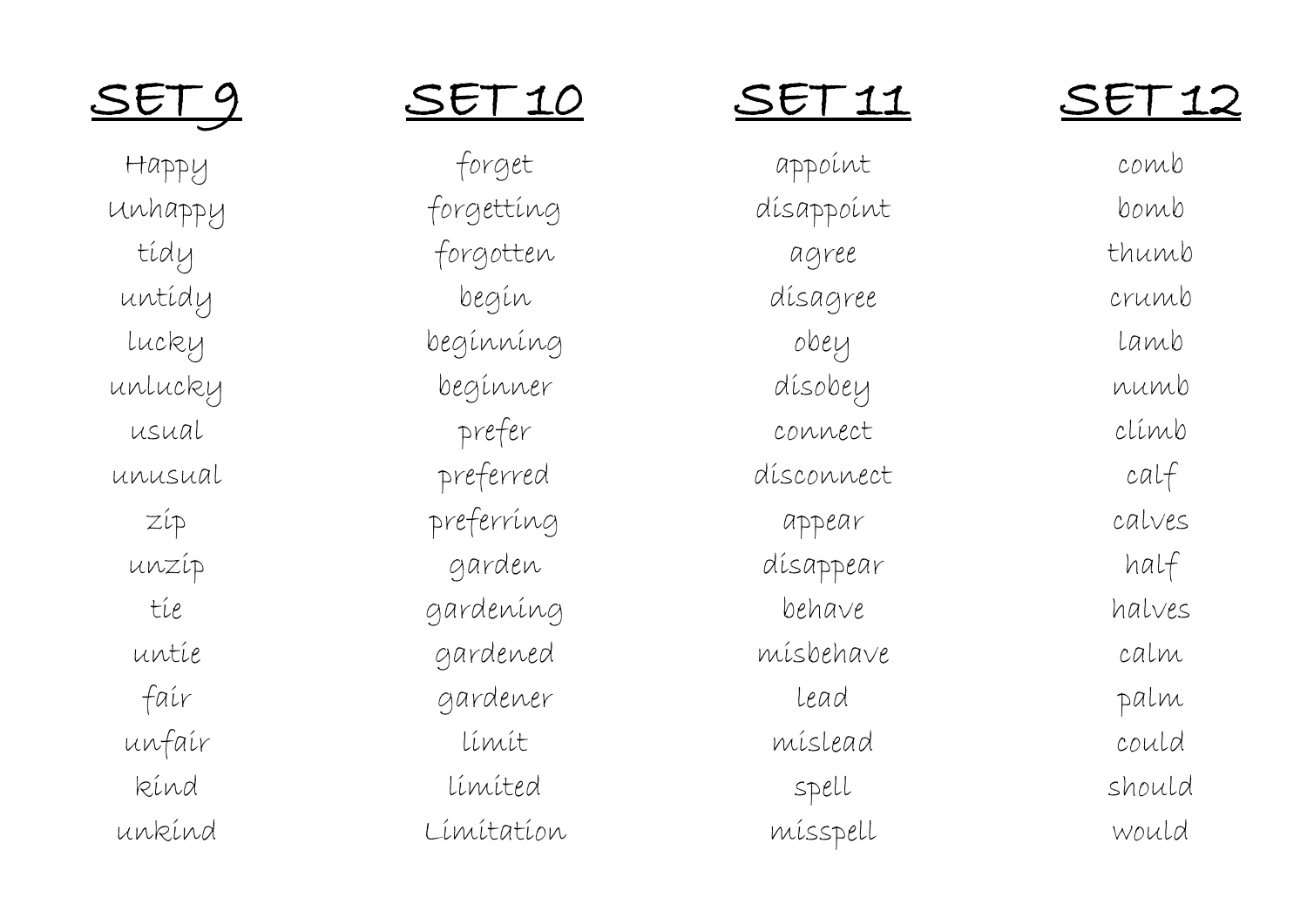## SET 9

Happy
Unhappy
tidy
untidy
lucky
unlucky
usual
unusual
zip
unzip
tie
untie
fair
unfair
kind
unkind

## SET 10

forget
forgetting
forgotten
begin
beginning
beginner
prefer
preferred
preferring
garden
gardening
gardened
gardener
limit
limited
Limitation

## SET 11

appoint
disappoint
agree
disagree
obey
disobey
connect
disconnect
appear
disappear
behave
misbehave
lead
mislead
spell
misspell

## SET 12

comb
bomb
thumb
crumb
lamb
numb
climb
calf
calves
half
halves
calm
palm
could
should
would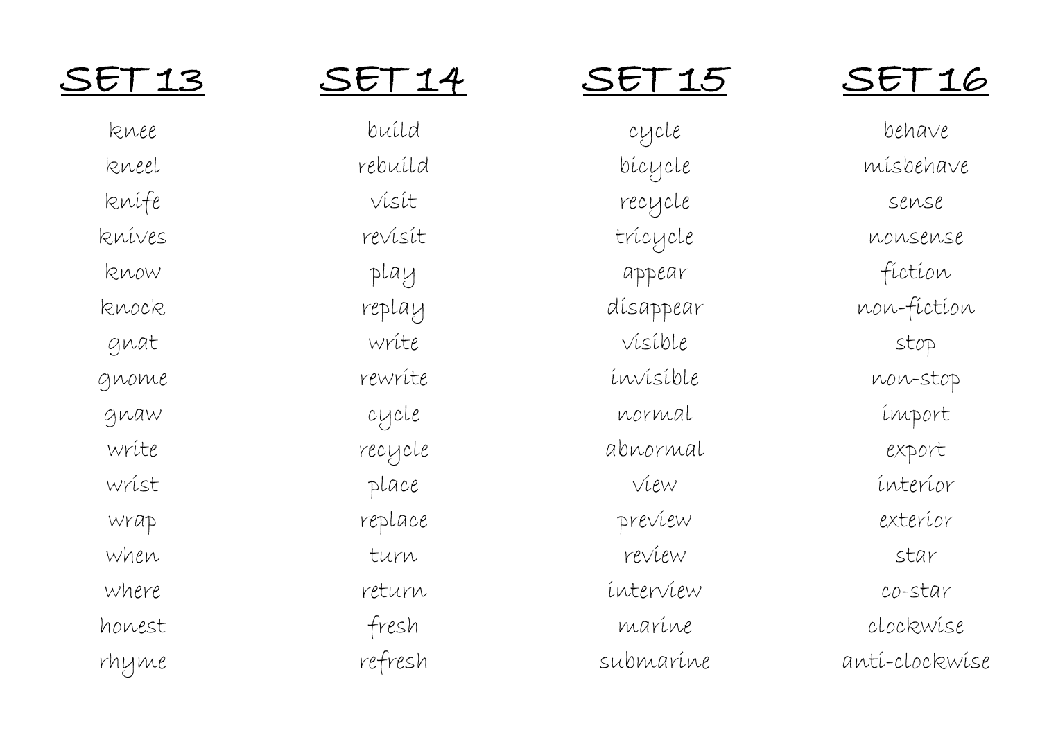## SET 13

knee
kneel
knife
knives
know
knock
gnat
gnome
gnaw
write
wrist
wrap
when
where
honest
rhyme

## SET 14

build
rebuild
visit
revisit
play
replay
write
rewrite
cycle
recycle
place
replace
turn
return
fresh
refresh

## SET 15

cycle
bicycle
recycle
tricycle
appear
disappear
visible
invisible
normal
abnormal
view
preview
review
interview
marine
submarine

## SET 16

behave
misbehave
sense
nonsense
fiction
non-fiction
stop
non-stop
import
export
interior
exterior
star
co-star
clockwise
anti-clockwise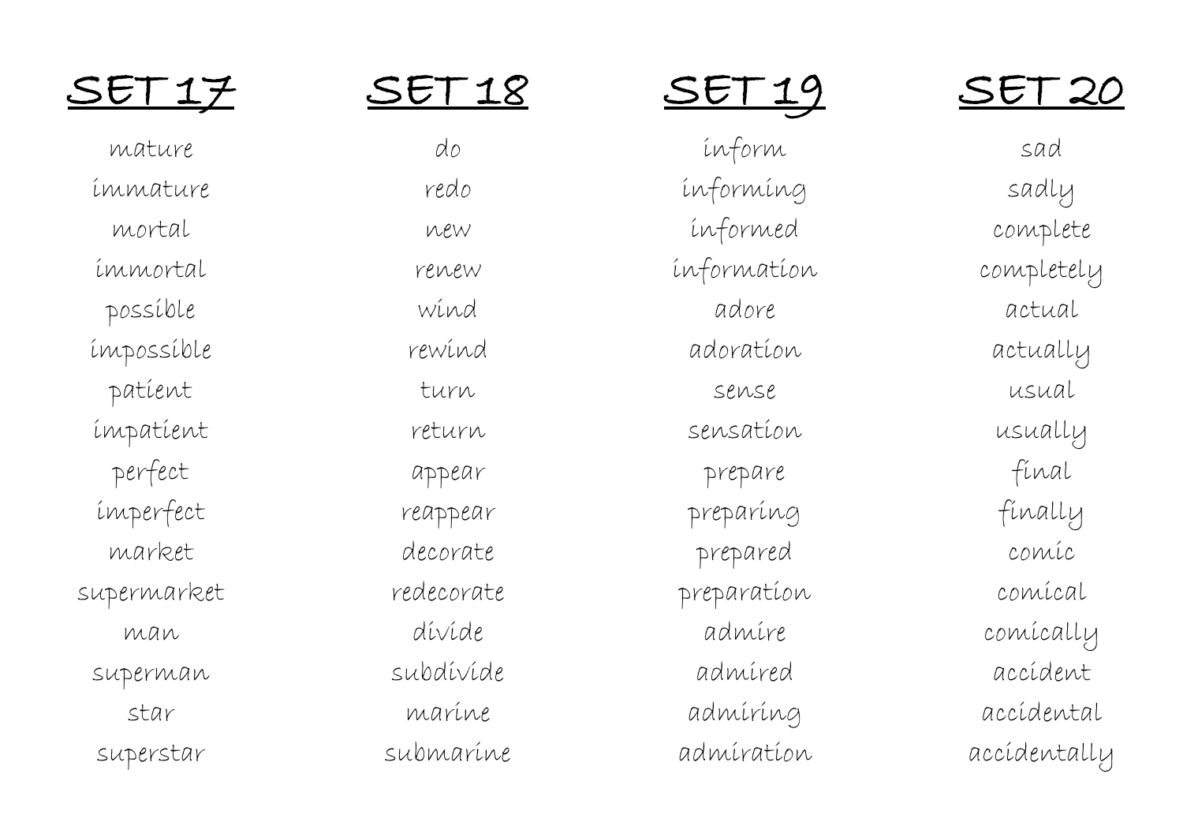## SET 17

mature
immature
mortal
immortal
possible
impossible
patient
impatient
perfect
imperfect
market
supermarket
man
superman
star
superstar

## SET 18

do
redo
new
renew
wind
rewind
turn
return
appear
reappear
decorate
redecorate
divide
subdivide
marine
submarine

## SET 19

inform
informing
informed
information
adore
adoration
sense
sensation
prepare
preparing
prepared
preparation
admire
admired
admiring
admiration

## SET 20

sad
sadly
complete
completely
actual
actually
usual
usually
final
finally
comic
comical
comically
accident
accidental
accidentally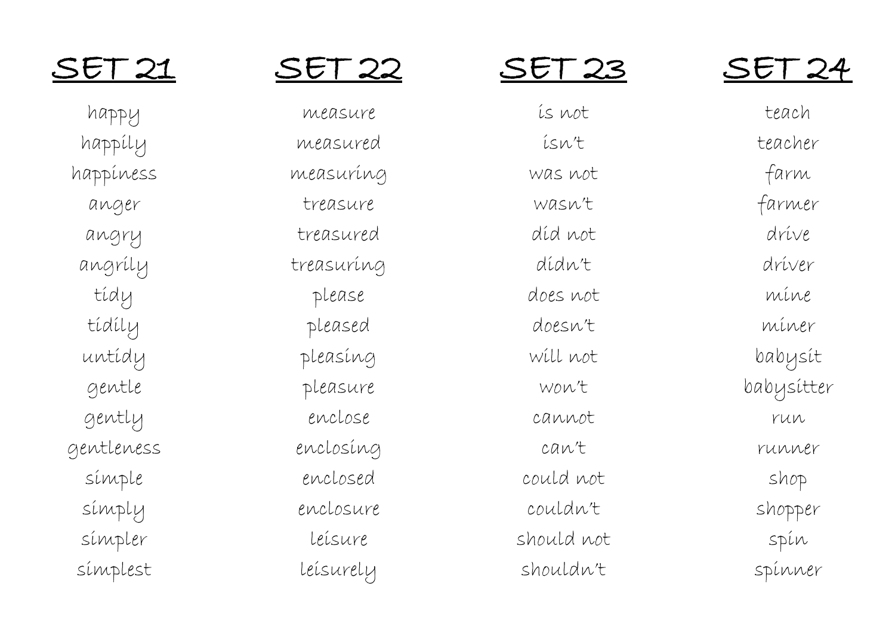## SET 21

happy
happily
happiness
anger
angry
angrily
tidy
tidily
untidy
gentle
gently
gentleness
simple
simply
simpler
simplest

## SET 22

measure
measured
measuring
treasure
treasured
treasuring
please
pleased
pleasing
pleasure
enclose
enclosing
enclosed
enclosure
leisure
leisurely

## SET 23

is not
isn't
was not
wasn't
did not
didn't
does not
doesn't
will not
won't
cannot
can't
could not
couldn't
should not
shouldn't

## SET 24

teach
teacher
farm
farmer
drive
driver
mine
miner
babysit
babysitter
run
runner
shop
shopper
spin
spinner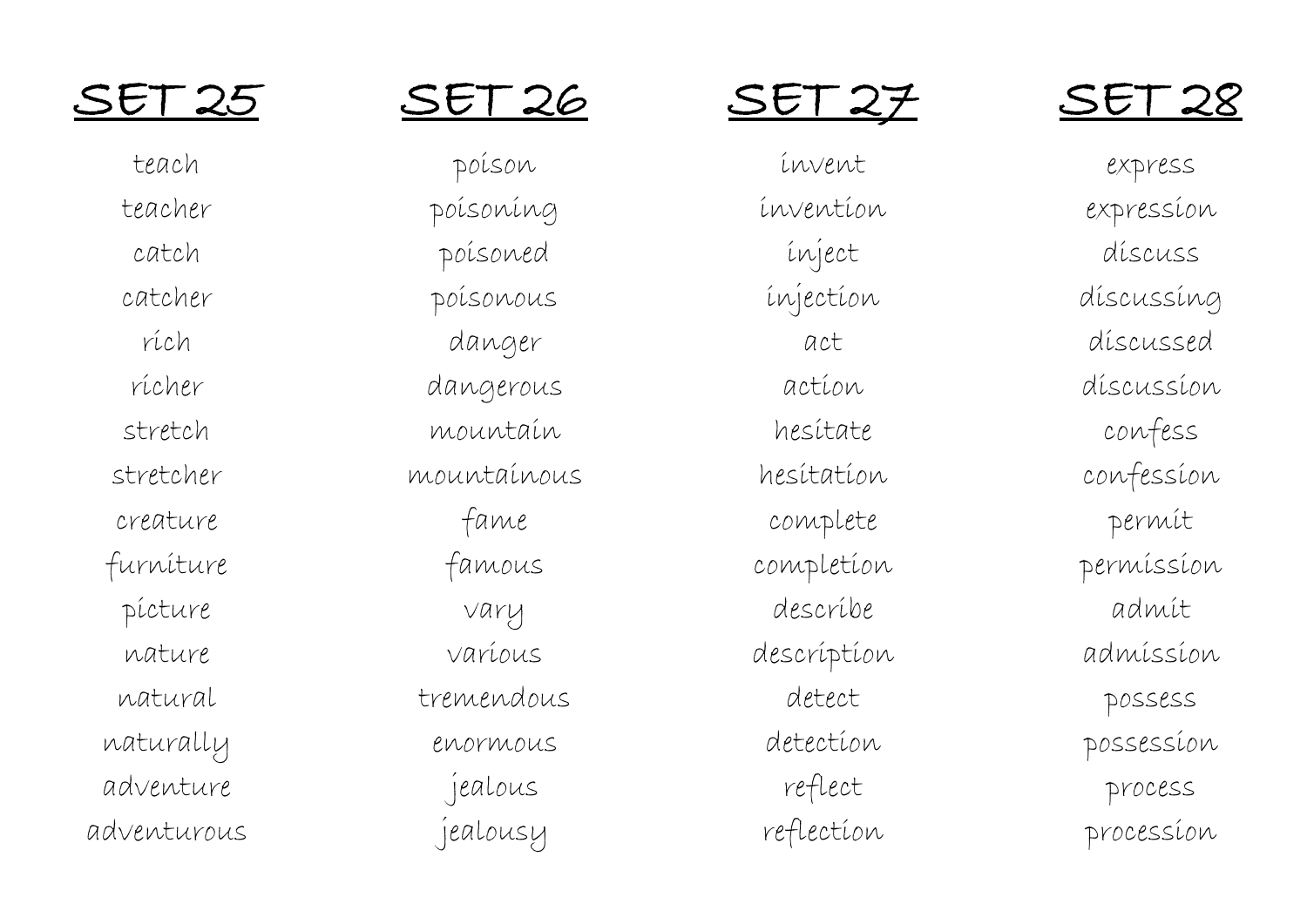## SET 25

teach
teacher
catch
catcher
rich
richer
stretch
stretcher
creature
furniture
picture
nature
natural
naturally
adventure
adventurous

## SET 26

poison
poisoning
poisoned
poisonous
danger
dangerous
mountain
mountainous
fame
famous
vary
various
tremendous
enormous
jealous
jealousy

## SET 27

invent
invention
inject
injection
act
action
hesitate
hesitation
complete
completion
describe
description
detect
detection
reflect
reflection

## SET 28

express
expression
discuss
discussing
discussed
discussion
confess
confession
permit
permission
admit
admission
possess
possession
process
procession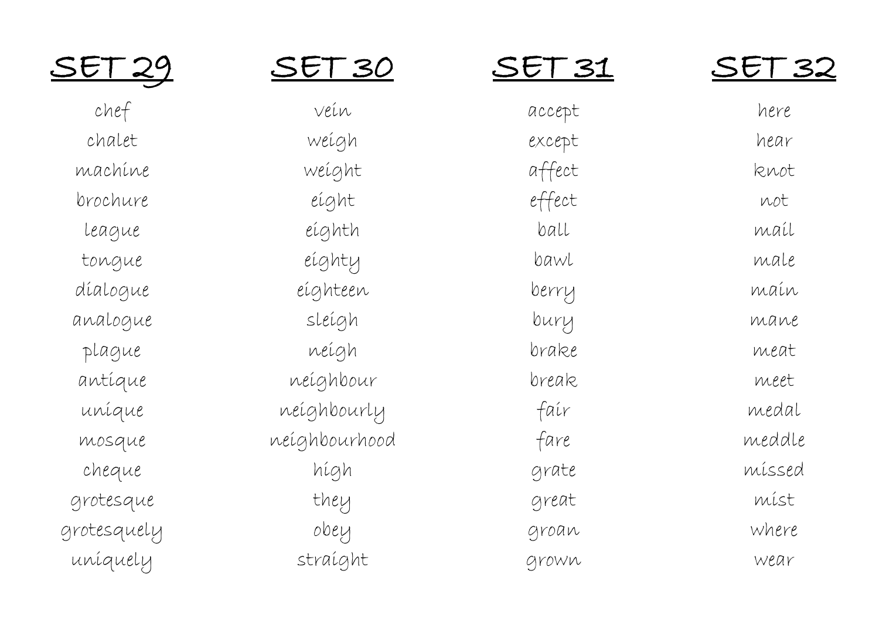## SET 29

chef
chalet
machine
brochure
league
tongue
dialogue
analogue
plague
antique
unique
mosque
cheque
grotesque
grotesquely
uniquely

## SET 30

vein
weigh
weight
eight
eighth
eighty
eighteen
sleigh
neigh
neighbour
neighbourly
neighbourhood
high
they
obey
straight

## SET 31

accept
except
affect
effect
ball
bawl
berry
bury
brake
break
fair
fare
grate
great
groan
grown

## SET 32

here
hear
knot
not
mail
male
main
mane
meat
meet
medal
meddle
missed
mist
where
wear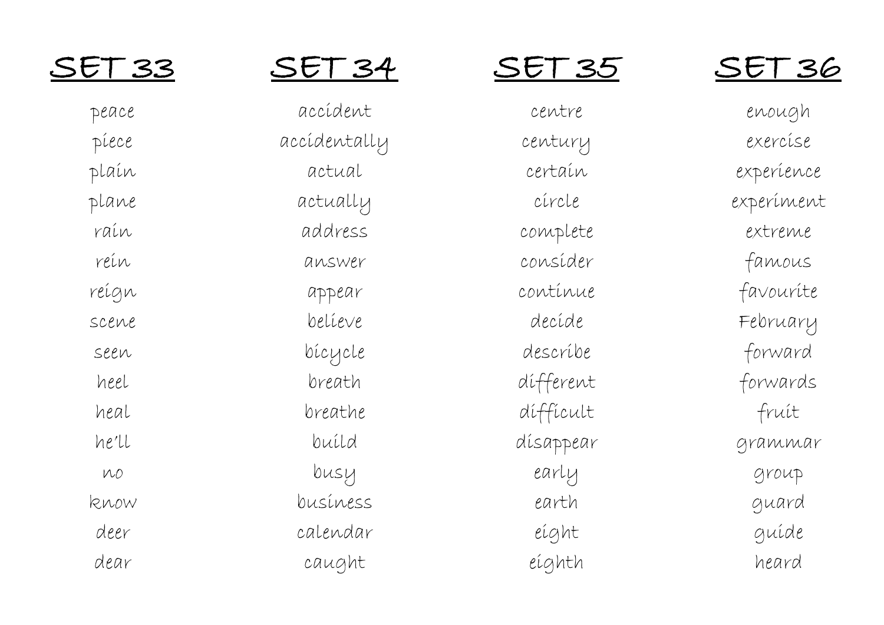## SET 33

peace
piece
plain
plane
rain
rein
reign
scene
seen
heel
heal
he'll
no
know
deer
dear

## SET 34

accident
accidentally
actual
actually
address
answer
appear
believe
bicycle
breath
breathe
build
busy
business
calendar
caught

## SET 35

centre
century
certain
circle
complete
consider
continue
decide
describe
different
difficult
disappear
early
earth
eight
eighth

## SET 36

enough
exercise
experience
experiment
extreme
famous
favourite
February
forward
forwards
fruit
grammar
group
guard
guide
heard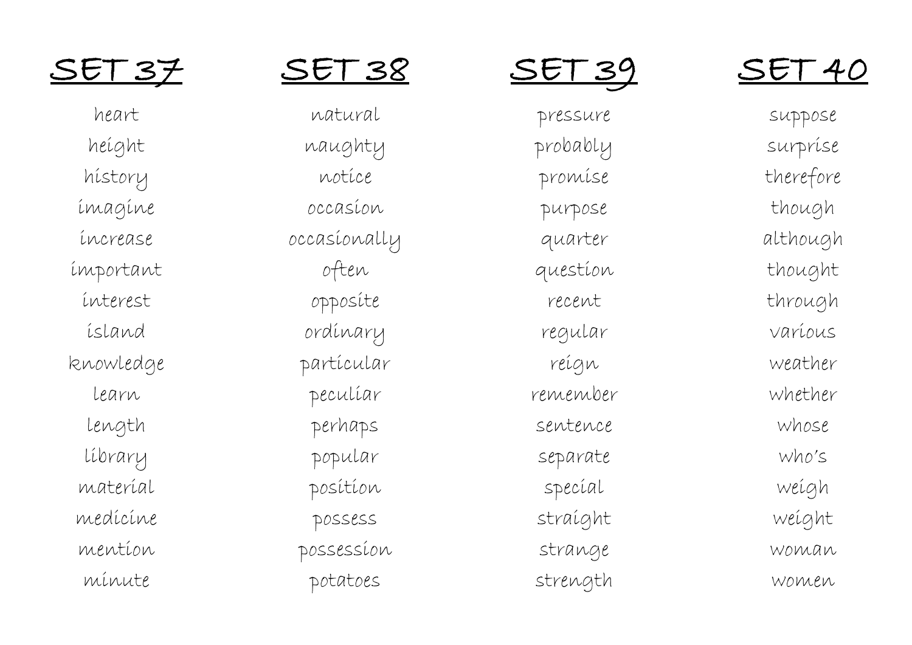## SET 37

heart
height
history
imagine
increase
important
interest
island
knowledge
learn
length
library
material
medicine
mention
minute

## SET 38

natural
naughty
notice
occasion
occasionally
often
opposite
ordinary
particular
peculiar
perhaps
popular
position
possess
possession
potatoes

## SET 39

pressure
probably
promise
purpose
quarter
question
recent
regular
reign
remember
sentence
separate
special
straight
strange
strength

## SET 40

suppose
surprise
therefore
though
although
thought
through
various
weather
whether
whose
who's
weigh
weight
woman
women